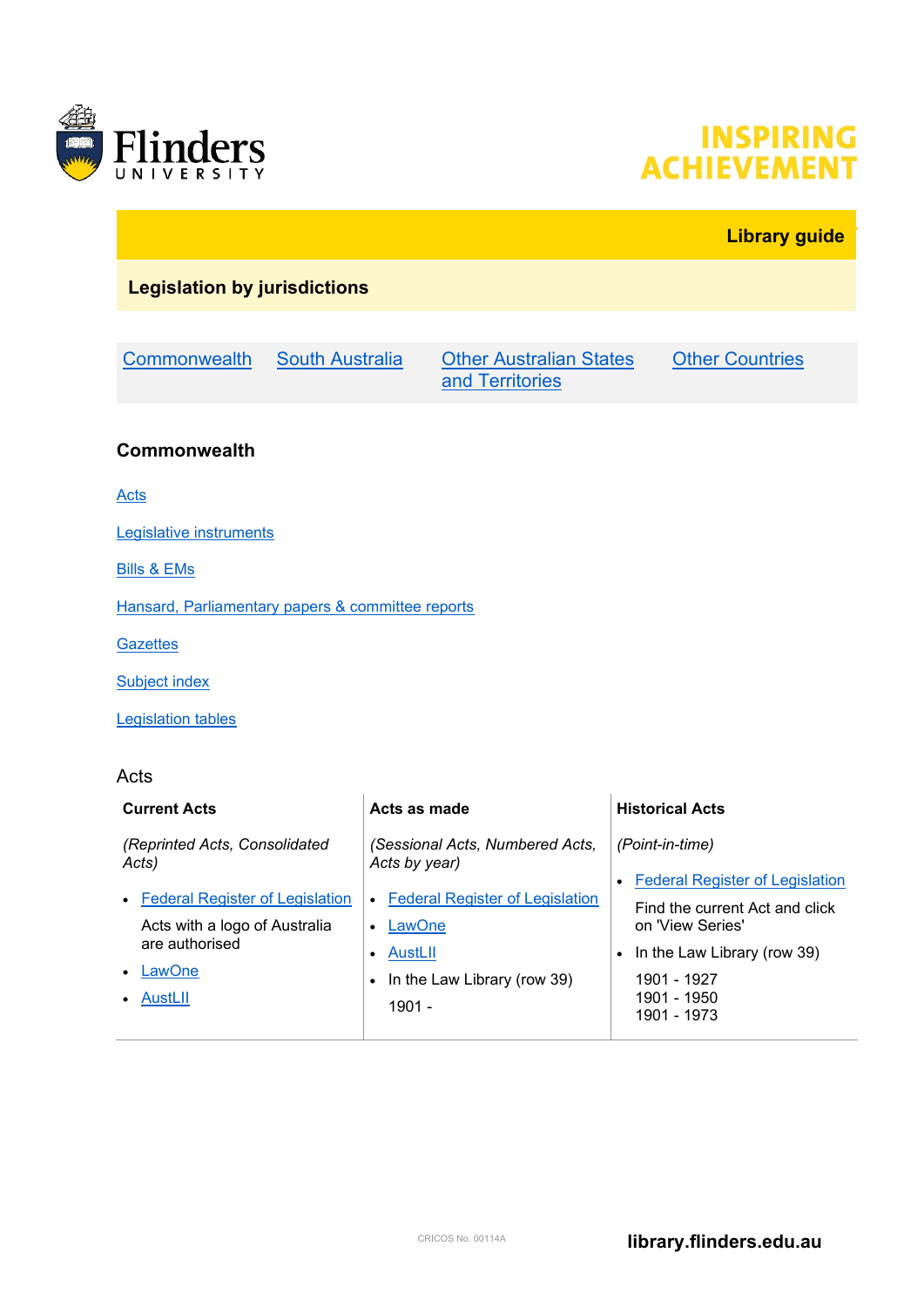INSPIRING ACHIEVEMENT

**Library guide**

# Legislation by jurisdictions

| Commonwealth | South Australia | Other Australian States and Territories | Other Countries |
|---|---|---|---|

## Commonwealth

Acts

Legislative instruments

Bills & EMs

Hansard, Parliamentary papers & committee reports

Gazettes

Subject index

Legislation tables

### Acts

| Current Acts | Acts as made | Historical Acts |
|---|---|---|
| *(Reprinted Acts, Consolidated Acts)*<br>• Federal Register of Legislation<br>Acts with a logo of Australia are authorised<br>• LawOne<br>• AustLII | *(Sessional Acts, Numbered Acts, Acts by year)*<br>• Federal Register of Legislation<br>• LawOne<br>• AustLII<br>• In the Law Library (row 39)<br>1901 - | *(Point-in-time)*<br>• Federal Register of Legislation<br>Find the current Act and click on 'View Series'<br>• In the Law Library (row 39)<br>1901 - 1927<br>1901 - 1950<br>1901 - 1973 |

CRICOS No. 00114A

library.flinders.edu.au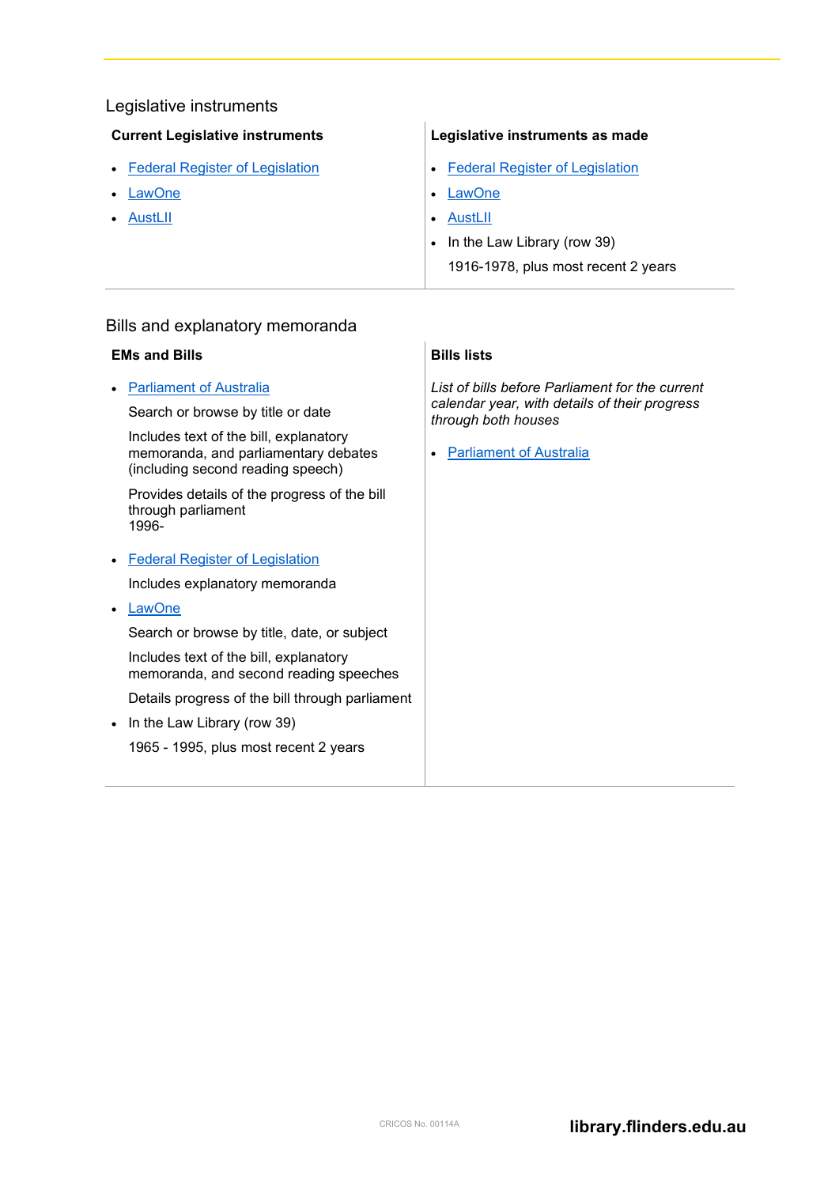## Legislative instruments

### Current Legislative instruments

- Federal Register of Legislation
- LawOne
- AustLII

### Legislative instruments as made

- Federal Register of Legislation
- LawOne
- AustLII
- In the Law Library (row 39)

  1916-1978, plus most recent 2 years

## Bills and explanatory memoranda

### EMs and Bills

- Parliament of Australia

  Search or browse by title or date

  Includes text of the bill, explanatory memoranda, and parliamentary debates (including second reading speech)

  Provides details of the progress of the bill through parliament
  1996-

- Federal Register of Legislation

  Includes explanatory memoranda

- LawOne

  Search or browse by title, date, or subject

  Includes text of the bill, explanatory memoranda, and second reading speeches

  Details progress of the bill through parliament

- In the Law Library (row 39)

  1965 - 1995, plus most recent 2 years

### Bills lists

*List of bills before Parliament for the current calendar year, with details of their progress through both houses*

- Parliament of Australia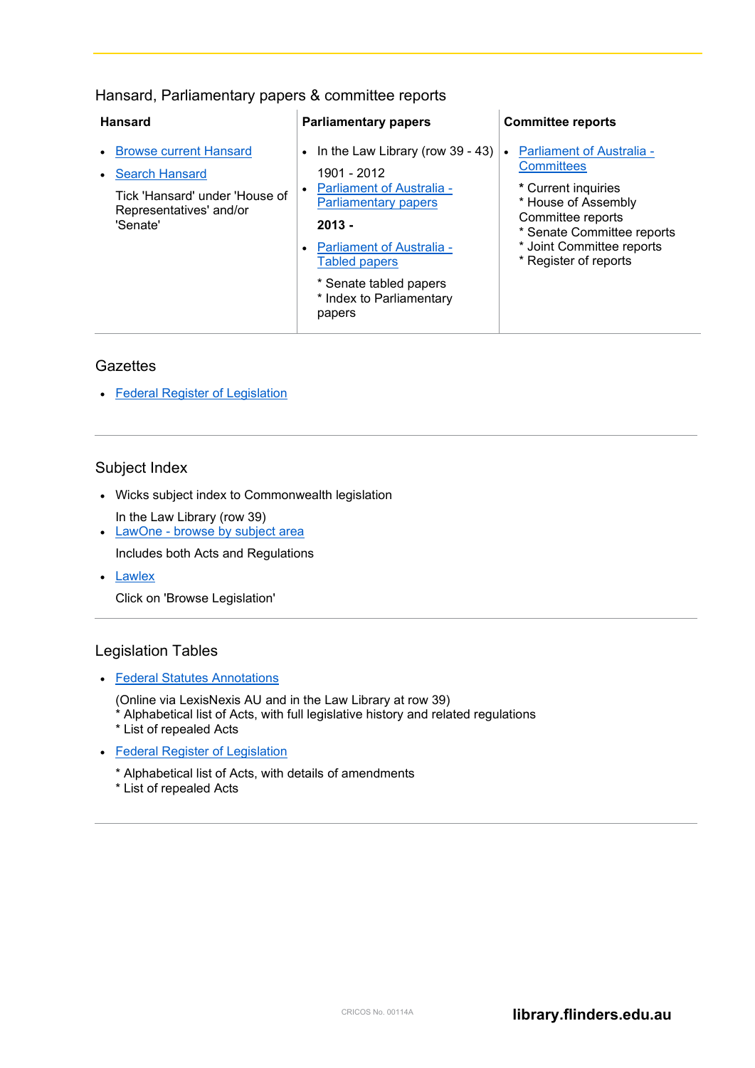## Hansard, Parliamentary papers & committee reports

### Hansard

- Browse current Hansard
- Search Hansard

  Tick 'Hansard' under 'House of Representatives' and/or 'Senate'

### Parliamentary papers

- In the Law Library (row 39 - 43)

  1901 - 2012
- Parliament of Australia - Parliamentary papers

  **2013 -**
- Parliament of Australia - Tabled papers

  * Senate tabled papers
  * Index to Parliamentary papers

### Committee reports

- Parliament of Australia - Committees

  * Current inquiries
  * House of Assembly Committee reports
  * Senate Committee reports
  * Joint Committee reports
  * Register of reports

## Gazettes

- Federal Register of Legislation

## Subject Index

- Wicks subject index to Commonwealth legislation

  In the Law Library (row 39)
- LawOne - browse by subject area

  Includes both Acts and Regulations
- Lawlex

  Click on 'Browse Legislation'

## Legislation Tables

- Federal Statutes Annotations

  (Online via LexisNexis AU and in the Law Library at row 39)
  * Alphabetical list of Acts, with full legislative history and related regulations
  * List of repealed Acts
- Federal Register of Legislation

  * Alphabetical list of Acts, with details of amendments
  * List of repealed Acts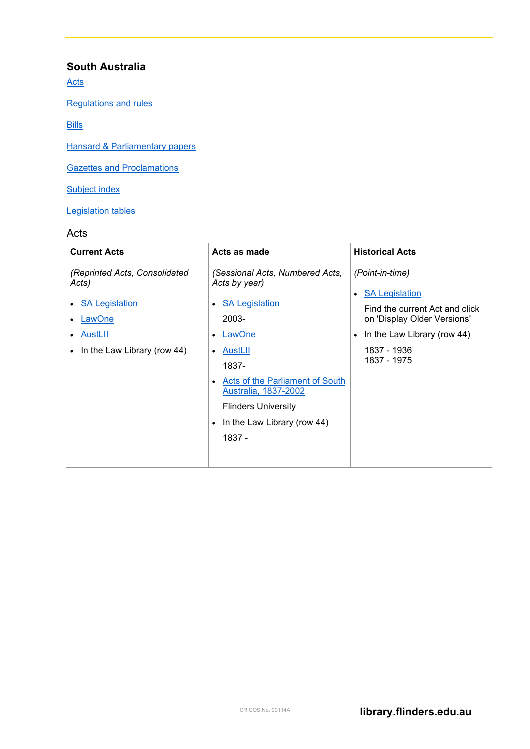## South Australia

Acts

Regulations and rules

Bills

Hansard & Parliamentary papers

Gazettes and Proclamations

Subject index

Legislation tables

### Acts

| **Current Acts** | **Acts as made** | **Historical Acts** |
|---|---|---|
| *(Reprinted Acts, Consolidated Acts)* | *(Sessional Acts, Numbered Acts, Acts by year)* | *(Point-in-time)* |
| • SA Legislation<br>• LawOne<br>• AustLII<br>• In the Law Library (row 44) | • SA Legislation<br>2003-<br>• LawOne<br>• AustLII<br>1837-<br>• Acts of the Parliament of South Australia, 1837-2002<br>Flinders University<br>• In the Law Library (row 44)<br>1837 - | • SA Legislation<br>Find the current Act and click on 'Display Older Versions'<br>• In the Law Library (row 44)<br>1837 - 1936<br>1837 - 1975 |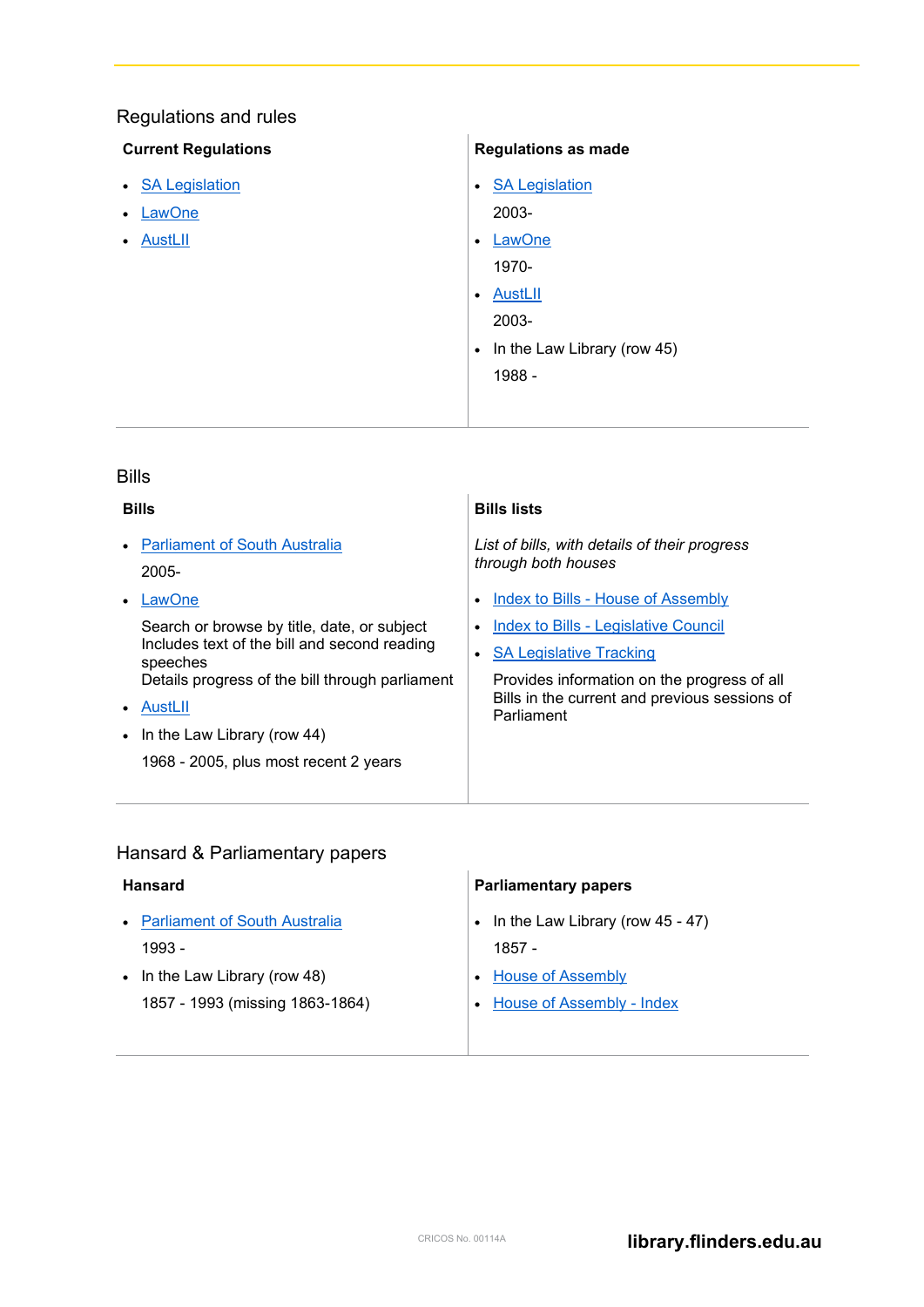## Regulations and rules

### Current Regulations

- SA Legislation
- LawOne
- AustLII

### Regulations as made

- SA Legislation
  2003-
- LawOne
  1970-
- AustLII
  2003-
- In the Law Library (row 45)
  1988 -

## Bills

### Bills

- Parliament of South Australia
  2005-
- LawOne
  Search or browse by title, date, or subject
  Includes text of the bill and second reading speeches
  Details progress of the bill through parliament
- AustLII
- In the Law Library (row 44)
  1968 - 2005, plus most recent 2 years

### Bills lists

*List of bills, with details of their progress through both houses*

- Index to Bills - House of Assembly
- Index to Bills - Legislative Council
- SA Legislative Tracking
  Provides information on the progress of all Bills in the current and previous sessions of Parliament

## Hansard & Parliamentary papers

### Hansard

- Parliament of South Australia
  1993 -
- In the Law Library (row 48)
  1857 - 1993 (missing 1863-1864)

### Parliamentary papers

- In the Law Library (row 45 - 47)
  1857 -
- House of Assembly
- House of Assembly - Index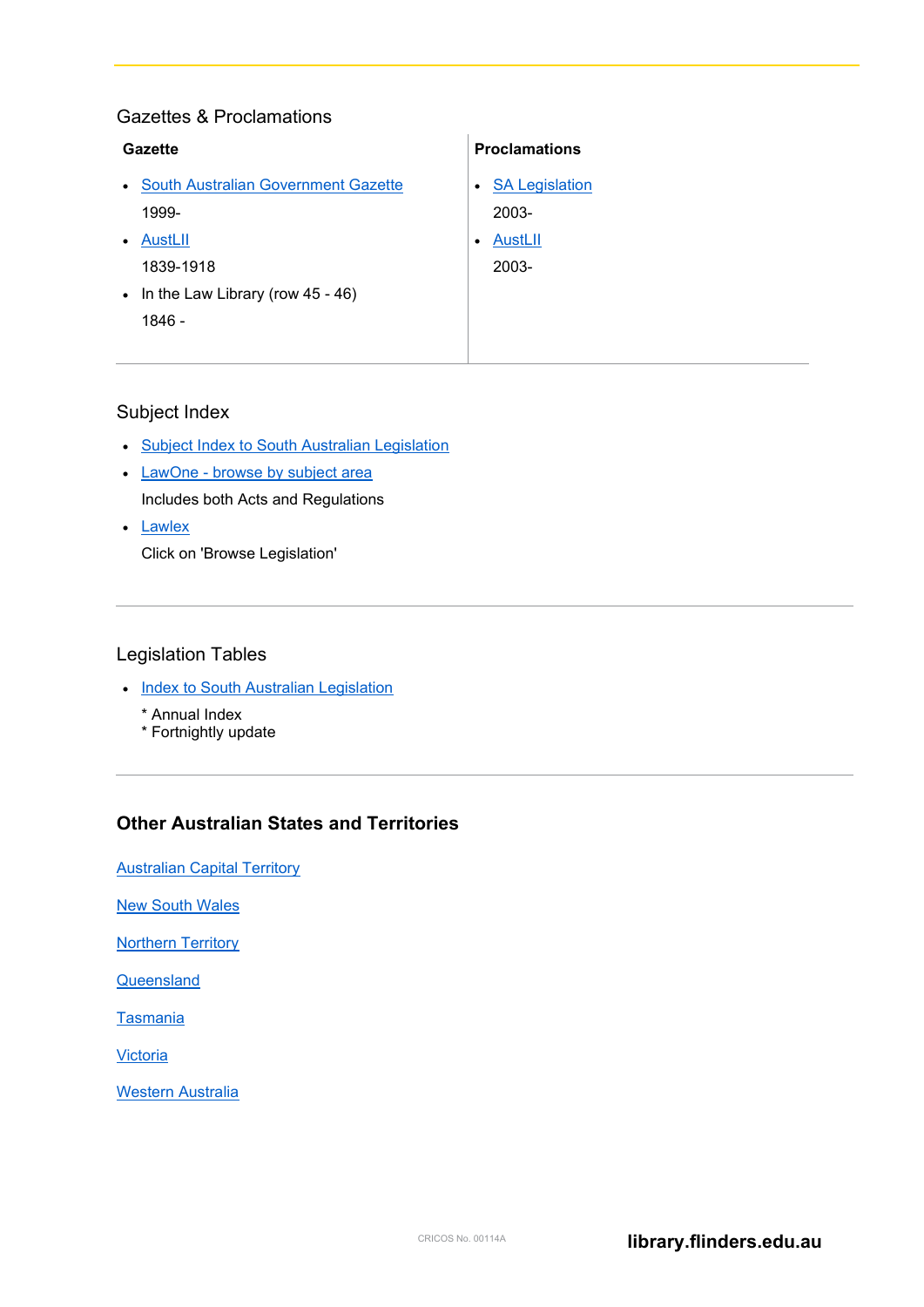## Gazettes & Proclamations

| Gazette | Proclamations |
| --- | --- |
| • South Australian Government Gazette<br>1999-<br>• AustLII<br>1839-1918<br>• In the Law Library (row 45 - 46)<br>1846 - | • SA Legislation<br>2003-<br>• AustLII<br>2003- |

## Subject Index

- Subject Index to South Australian Legislation
- LawOne - browse by subject area
  
  Includes both Acts and Regulations
- Lawlex
  
  Click on 'Browse Legislation'

## Legislation Tables

- Index to South Australian Legislation
  
  * Annual Index
  * Fortnightly update

## Other Australian States and Territories

Australian Capital Territory

New South Wales

Northern Territory

Queensland

Tasmania

Victoria

Western Australia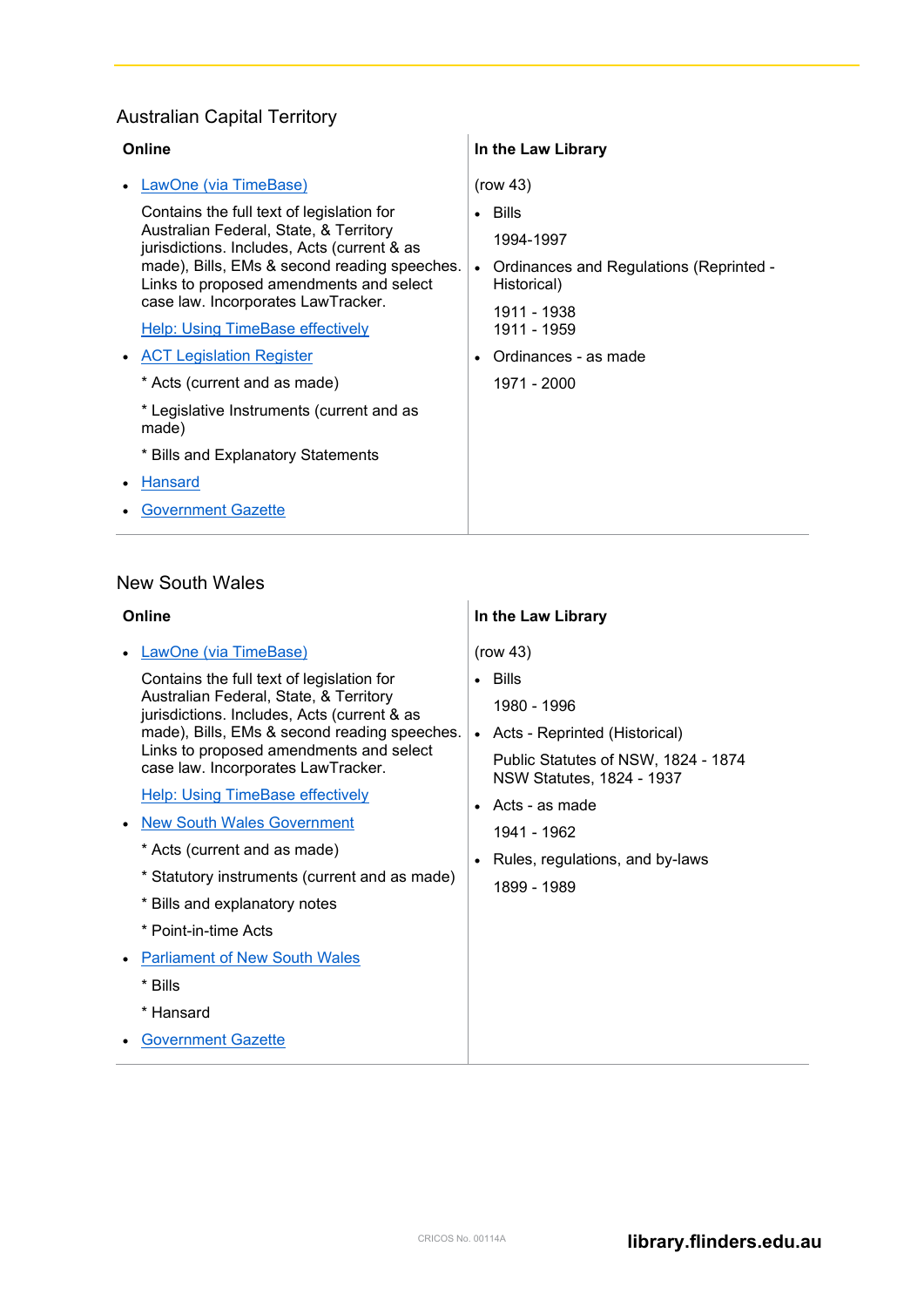## Australian Capital Territory

| Online | In the Law Library |
| --- | --- |
| • LawOne (via TimeBase)<br><br>Contains the full text of legislation for Australian Federal, State, & Territory jurisdictions. Includes, Acts (current & as made), Bills, EMs & second reading speeches. Links to proposed amendments and select case law. Incorporates LawTracker.<br><br>Help: Using TimeBase effectively<br><br>• ACT Legislation Register<br><br>* Acts (current and as made)<br><br>* Legislative Instruments (current and as made)<br><br>* Bills and Explanatory Statements<br><br>• Hansard<br><br>• Government Gazette | (row 43)<br><br>• Bills<br><br>1994-1997<br><br>• Ordinances and Regulations (Reprinted - Historical)<br><br>1911 - 1938<br>1911 - 1959<br><br>• Ordinances - as made<br><br>1971 - 2000 |

## New South Wales

| Online | In the Law Library |
| --- | --- |
| • LawOne (via TimeBase)<br><br>Contains the full text of legislation for Australian Federal, State, & Territory jurisdictions. Includes, Acts (current & as made), Bills, EMs & second reading speeches. Links to proposed amendments and select case law. Incorporates LawTracker.<br><br>Help: Using TimeBase effectively<br><br>• New South Wales Government<br><br>* Acts (current and as made)<br><br>* Statutory instruments (current and as made)<br><br>* Bills and explanatory notes<br><br>* Point-in-time Acts<br><br>• Parliament of New South Wales<br><br>* Bills<br><br>* Hansard<br><br>• Government Gazette | (row 43)<br><br>• Bills<br><br>1980 - 1996<br><br>• Acts - Reprinted (Historical)<br><br>Public Statutes of NSW, 1824 - 1874<br>NSW Statutes, 1824 - 1937<br><br>• Acts - as made<br><br>1941 - 1962<br><br>• Rules, regulations, and by-laws<br><br>1899 - 1989 |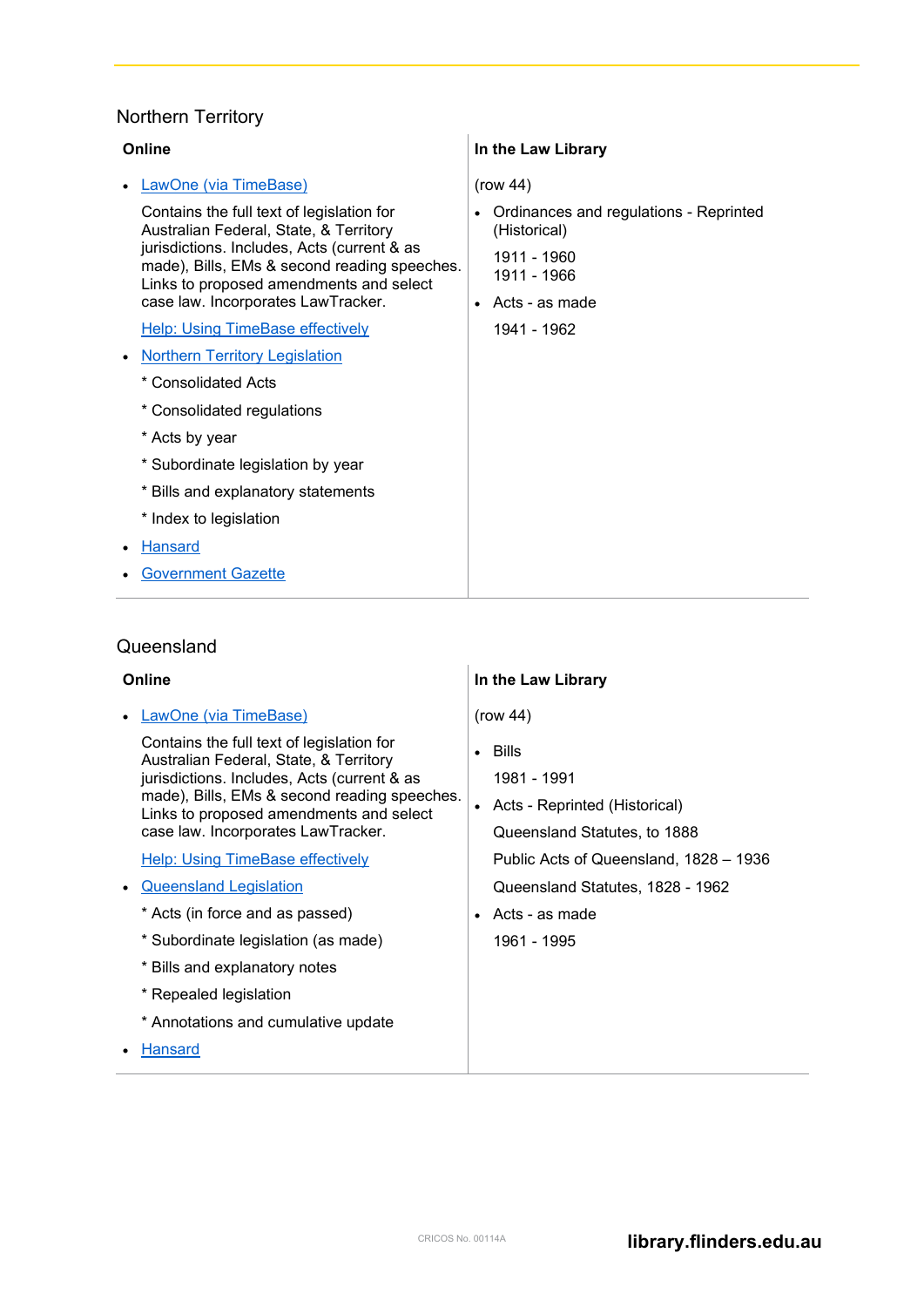## Northern Territory

| Online | In the Law Library |
| --- | --- |
| • LawOne (via TimeBase)<br><br>Contains the full text of legislation for Australian Federal, State, & Territory jurisdictions. Includes, Acts (current & as made), Bills, EMs & second reading speeches. Links to proposed amendments and select case law. Incorporates LawTracker.<br><br>Help: Using TimeBase effectively<br><br>• Northern Territory Legislation<br><br>* Consolidated Acts<br><br>* Consolidated regulations<br><br>* Acts by year<br><br>* Subordinate legislation by year<br><br>* Bills and explanatory statements<br><br>* Index to legislation<br><br>• Hansard<br><br>• Government Gazette | (row 44)<br><br>• Ordinances and regulations - Reprinted (Historical)<br><br>1911 - 1960<br>1911 - 1966<br><br>• Acts - as made<br><br>1941 - 1962 |

## Queensland

| Online | In the Law Library |
| --- | --- |
| • LawOne (via TimeBase)<br><br>Contains the full text of legislation for Australian Federal, State, & Territory jurisdictions. Includes, Acts (current & as made), Bills, EMs & second reading speeches. Links to proposed amendments and select case law. Incorporates LawTracker.<br><br>Help: Using TimeBase effectively<br><br>• Queensland Legislation<br><br>* Acts (in force and as passed)<br><br>* Subordinate legislation (as made)<br><br>* Bills and explanatory notes<br><br>* Repealed legislation<br><br>* Annotations and cumulative update<br><br>• Hansard | (row 44)<br><br>• Bills<br><br>1981 - 1991<br><br>• Acts - Reprinted (Historical)<br><br>Queensland Statutes, to 1888<br><br>Public Acts of Queensland, 1828 – 1936<br><br>Queensland Statutes, 1828 - 1962<br><br>• Acts - as made<br><br>1961 - 1995 |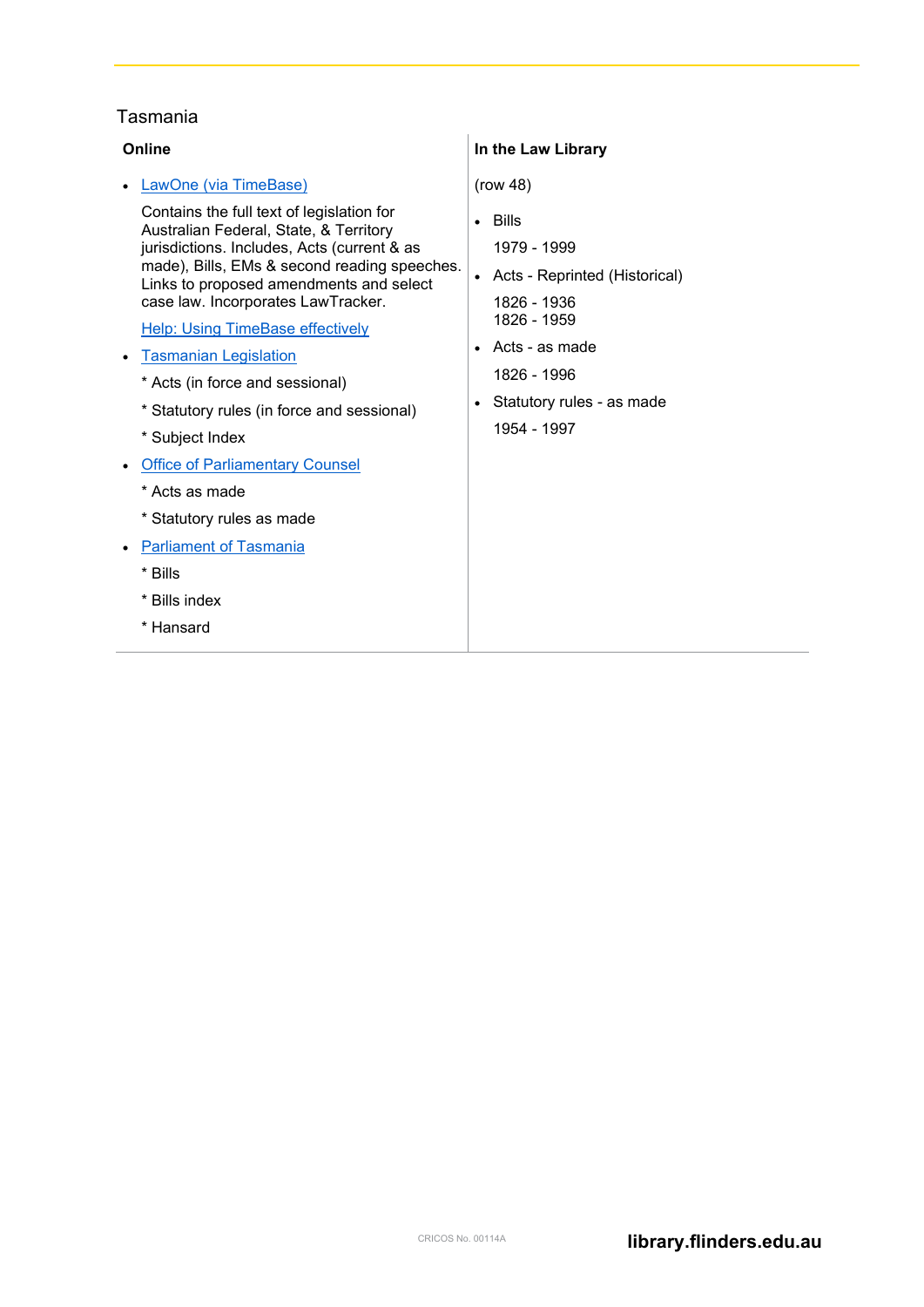## Tasmania

| Online | In the Law Library |
|---|---|
| • LawOne (via TimeBase)<br><br>Contains the full text of legislation for Australian Federal, State, & Territory jurisdictions. Includes, Acts (current & as made), Bills, EMs & second reading speeches. Links to proposed amendments and select case law. Incorporates LawTracker.<br><br>Help: Using TimeBase effectively<br><br>• Tasmanian Legislation<br><br>* Acts (in force and sessional)<br><br>* Statutory rules (in force and sessional)<br><br>* Subject Index<br><br>• Office of Parliamentary Counsel<br><br>* Acts as made<br><br>* Statutory rules as made<br><br>• Parliament of Tasmania<br><br>* Bills<br><br>* Bills index<br><br>* Hansard | (row 48)<br><br>• Bills<br><br>1979 - 1999<br><br>• Acts - Reprinted (Historical)<br><br>1826 - 1936<br>1826 - 1959<br><br>• Acts - as made<br><br>1826 - 1996<br><br>• Statutory rules - as made<br><br>1954 - 1997 |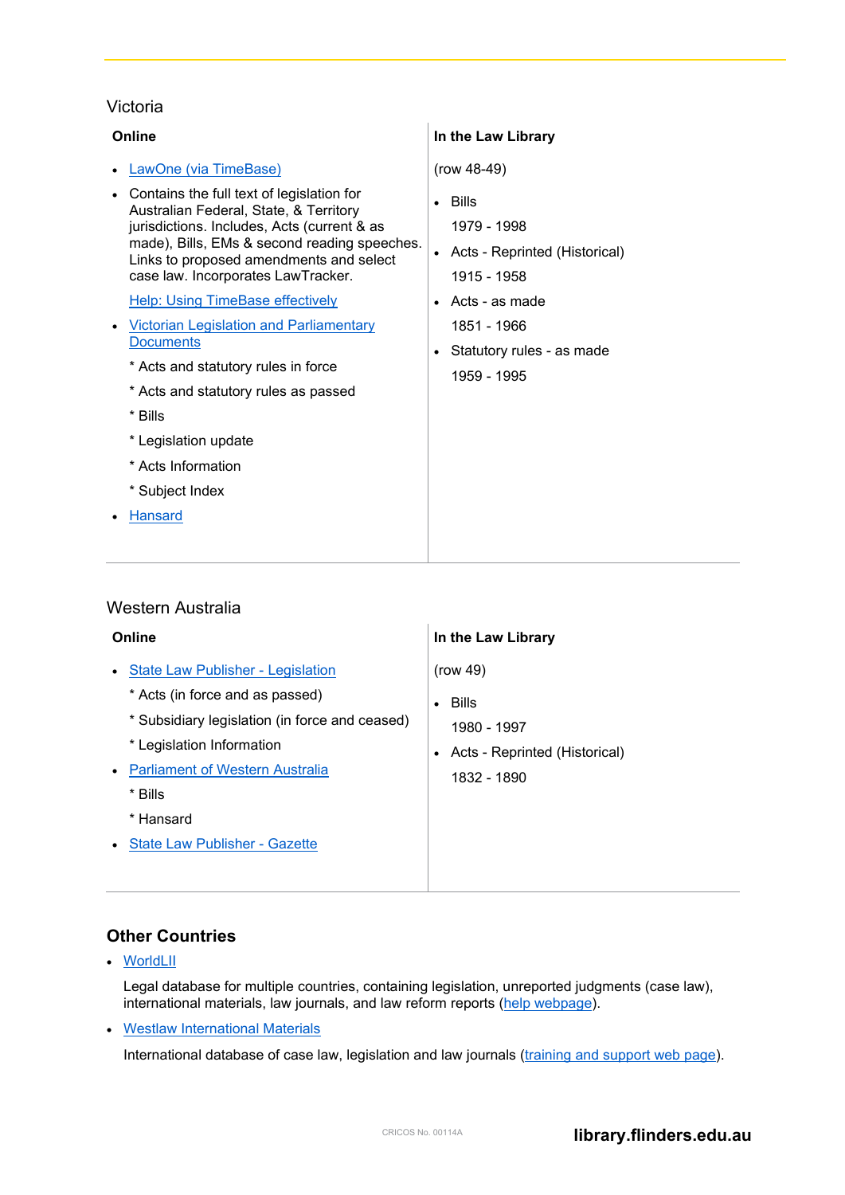## Victoria

| Online | In the Law Library |
|---|---|
| • LawOne (via TimeBase)<br>• Contains the full text of legislation for Australian Federal, State, & Territory jurisdictions. Includes, Acts (current & as made), Bills, EMs & second reading speeches. Links to proposed amendments and select case law. Incorporates LawTracker.<br>Help: Using TimeBase effectively<br>• Victorian Legislation and Parliamentary Documents<br>* Acts and statutory rules in force<br>* Acts and statutory rules as passed<br>* Bills<br>* Legislation update<br>* Acts Information<br>* Subject Index<br>• Hansard | (row 48-49)<br>• Bills<br>1979 - 1998<br>• Acts - Reprinted (Historical)<br>1915 - 1958<br>• Acts - as made<br>1851 - 1966<br>• Statutory rules - as made<br>1959 - 1995 |

## Western Australia

| Online | In the Law Library |
|---|---|
| • State Law Publisher - Legislation<br>* Acts (in force and as passed)<br>* Subsidiary legislation (in force and ceased)<br>* Legislation Information<br>• Parliament of Western Australia<br>* Bills<br>* Hansard<br>• State Law Publisher - Gazette | (row 49)<br>• Bills<br>1980 - 1997<br>• Acts - Reprinted (Historical)<br>1832 - 1890 |

## Other Countries

- WorldLII

  Legal database for multiple countries, containing legislation, unreported judgments (case law), international materials, law journals, and law reform reports (help webpage).

- Westlaw International Materials

  International database of case law, legislation and law journals (training and support web page).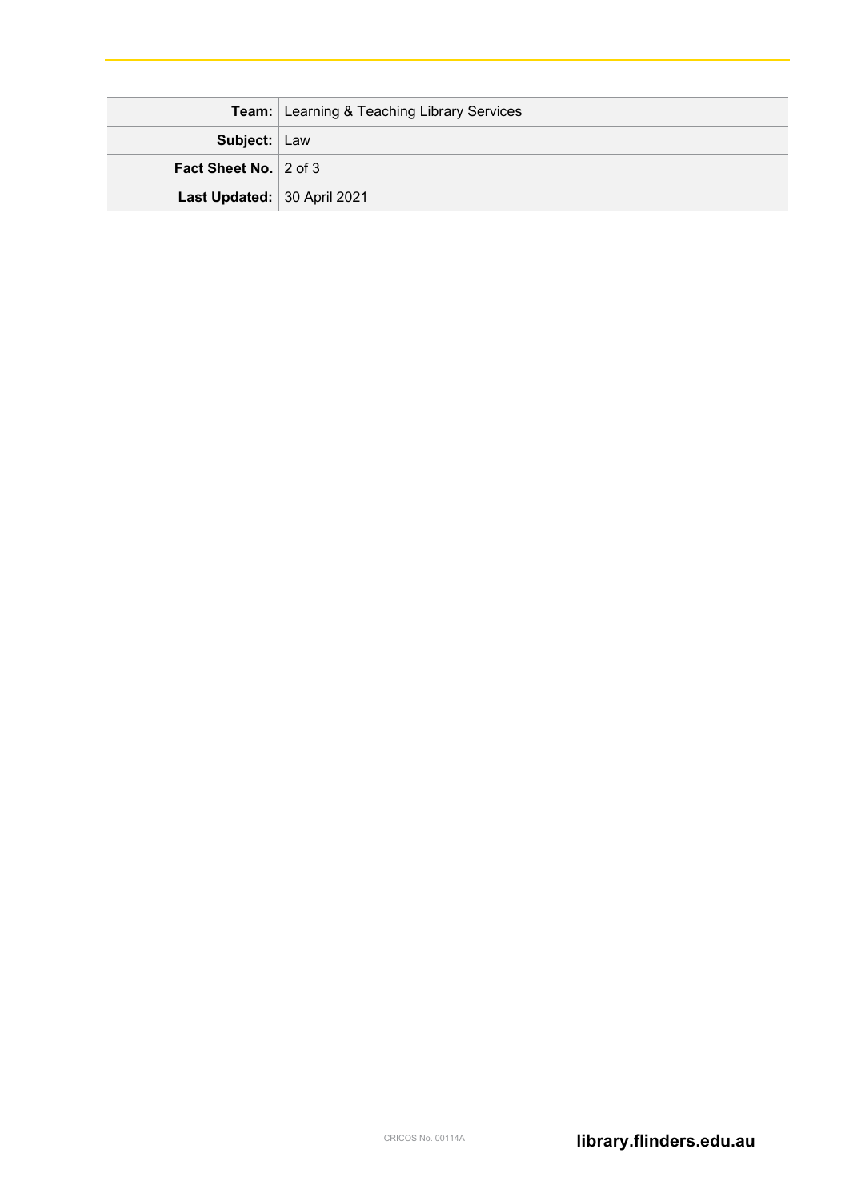| | |
|---|---|
| **Team:** | Learning & Teaching Library Services |
| **Subject:** | Law |
| **Fact Sheet No.** | 2 of 3 |
| **Last Updated:** | 30 April 2021 |

CRICOS No. 00114A

**library.flinders.edu.au**